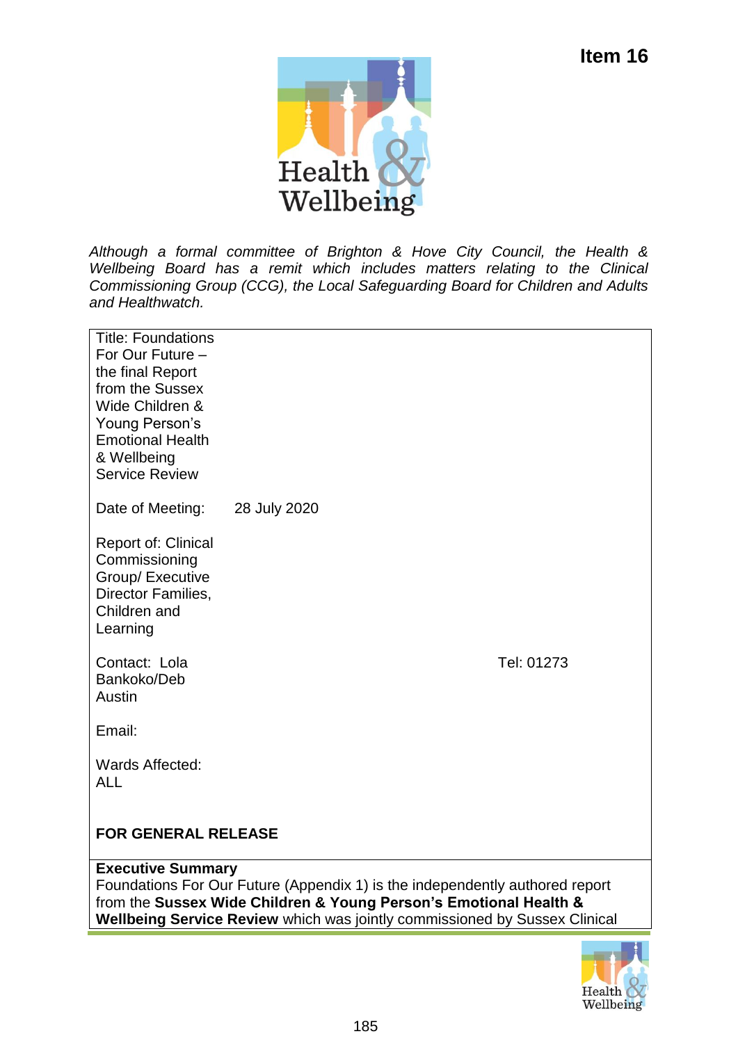**Item 16**

*Although a formal committee of Brighton & Hove City Council, the Health & Wellbeing Board has a remit which includes matters relating to the Clinical Commissioning Group (CCG), the Local Safeguarding Board for Children and Adults and Healthwatch.*

Title: Foundations For Our Future – the final Report from the Sussex Wide Children & Young Person's Emotional Health & Wellbeing Service Review

Date of Meeting: 28 July 2020

Report of: Clinical Commissioning Group/ Executive Director Families, Children and Learning

Contact: Lola Bankoko/Deb Austin — Tel: 01273

Email:

Wards Affected: ALL

**FOR GENERAL RELEASE**

**Executive Summary**

Foundations For Our Future (Appendix 1) is the independently authored report from the **Sussex Wide Children & Young Person's Emotional Health & Wellbeing Service Review** which was jointly commissioned by Sussex Clinical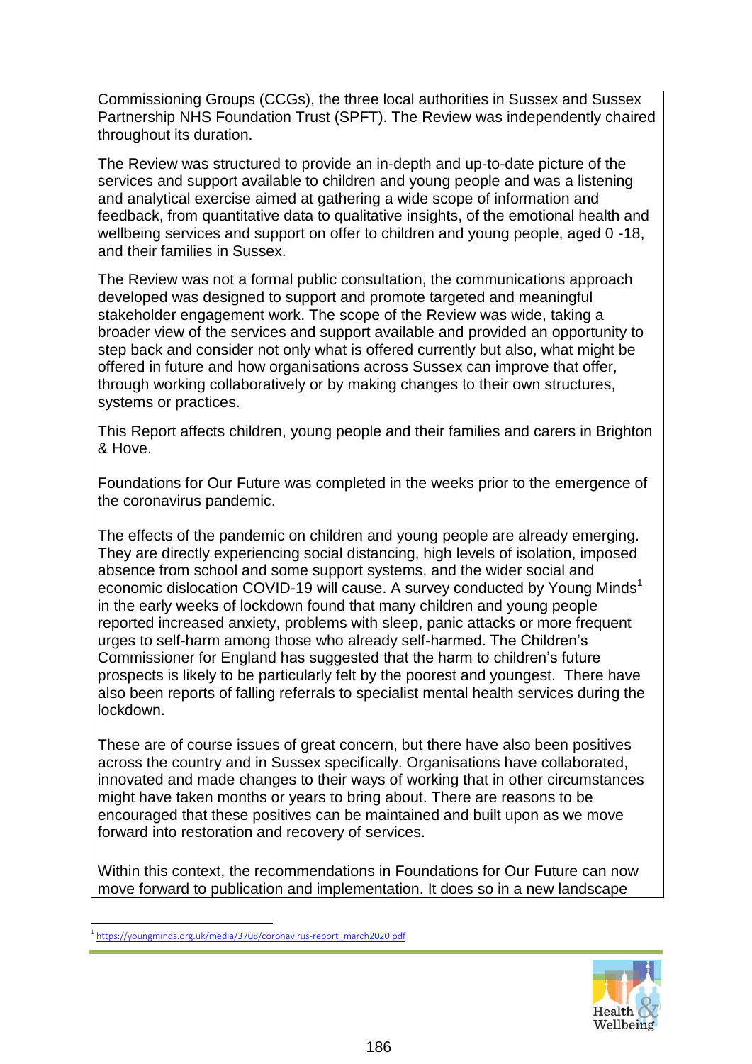Commissioning Groups (CCGs), the three local authorities in Sussex and Sussex Partnership NHS Foundation Trust (SPFT). The Review was independently chaired throughout its duration.

The Review was structured to provide an in-depth and up-to-date picture of the services and support available to children and young people and was a listening and analytical exercise aimed at gathering a wide scope of information and feedback, from quantitative data to qualitative insights, of the emotional health and wellbeing services and support on offer to children and young people, aged 0 -18, and their families in Sussex.

The Review was not a formal public consultation, the communications approach developed was designed to support and promote targeted and meaningful stakeholder engagement work. The scope of the Review was wide, taking a broader view of the services and support available and provided an opportunity to step back and consider not only what is offered currently but also, what might be offered in future and how organisations across Sussex can improve that offer, through working collaboratively or by making changes to their own structures, systems or practices.

This Report affects children, young people and their families and carers in Brighton & Hove.

Foundations for Our Future was completed in the weeks prior to the emergence of the coronavirus pandemic.

The effects of the pandemic on children and young people are already emerging. They are directly experiencing social distancing, high levels of isolation, imposed absence from school and some support systems, and the wider social and economic dislocation COVID-19 will cause. A survey conducted by Young Minds[1] in the early weeks of lockdown found that many children and young people reported increased anxiety, problems with sleep, panic attacks or more frequent urges to self-harm among those who already self-harmed. The Children's Commissioner for England has suggested that the harm to children's future prospects is likely to be particularly felt by the poorest and youngest. There have also been reports of falling referrals to specialist mental health services during the lockdown.

These are of course issues of great concern, but there have also been positives across the country and in Sussex specifically. Organisations have collaborated, innovated and made changes to their ways of working that in other circumstances might have taken months or years to bring about. There are reasons to be encouraged that these positives can be maintained and built upon as we move forward into restoration and recovery of services.

Within this context, the recommendations in Foundations for Our Future can now move forward to publication and implementation. It does so in a new landscape

[1] https://youngminds.org.uk/media/3708/coronavirus-report_march2020.pdf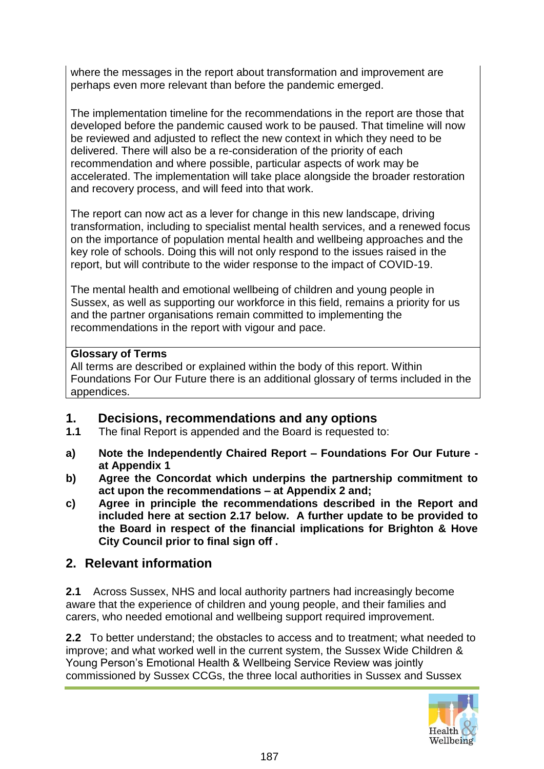where the messages in the report about transformation and improvement are perhaps even more relevant than before the pandemic emerged.

The implementation timeline for the recommendations in the report are those that developed before the pandemic caused work to be paused. That timeline will now be reviewed and adjusted to reflect the new context in which they need to be delivered. There will also be a re-consideration of the priority of each recommendation and where possible, particular aspects of work may be accelerated. The implementation will take place alongside the broader restoration and recovery process, and will feed into that work.

The report can now act as a lever for change in this new landscape, driving transformation, including to specialist mental health services, and a renewed focus on the importance of population mental health and wellbeing approaches and the key role of schools. Doing this will not only respond to the issues raised in the report, but will contribute to the wider response to the impact of COVID-19.

The mental health and emotional wellbeing of children and young people in Sussex, as well as supporting our workforce in this field, remains a priority for us and the partner organisations remain committed to implementing the recommendations in the report with vigour and pace.

**Glossary of Terms**
All terms are described or explained within the body of this report. Within Foundations For Our Future there is an additional glossary of terms included in the appendices.

## 1. Decisions, recommendations and any options

**1.1** The final Report is appended and the Board is requested to:

**a) Note the Independently Chaired Report – Foundations For Our Future - at Appendix 1**

**b) Agree the Concordat which underpins the partnership commitment to act upon the recommendations – at Appendix 2 and;**

**c) Agree in principle the recommendations described in the Report and included here at section 2.17 below. A further update to be provided to the Board in respect of the financial implications for Brighton & Hove City Council prior to final sign off .**

## 2. Relevant information

**2.1** Across Sussex, NHS and local authority partners had increasingly become aware that the experience of children and young people, and their families and carers, who needed emotional and wellbeing support required improvement.

**2.2** To better understand; the obstacles to access and to treatment; what needed to improve; and what worked well in the current system, the Sussex Wide Children & Young Person's Emotional Health & Wellbeing Service Review was jointly commissioned by Sussex CCGs, the three local authorities in Sussex and Sussex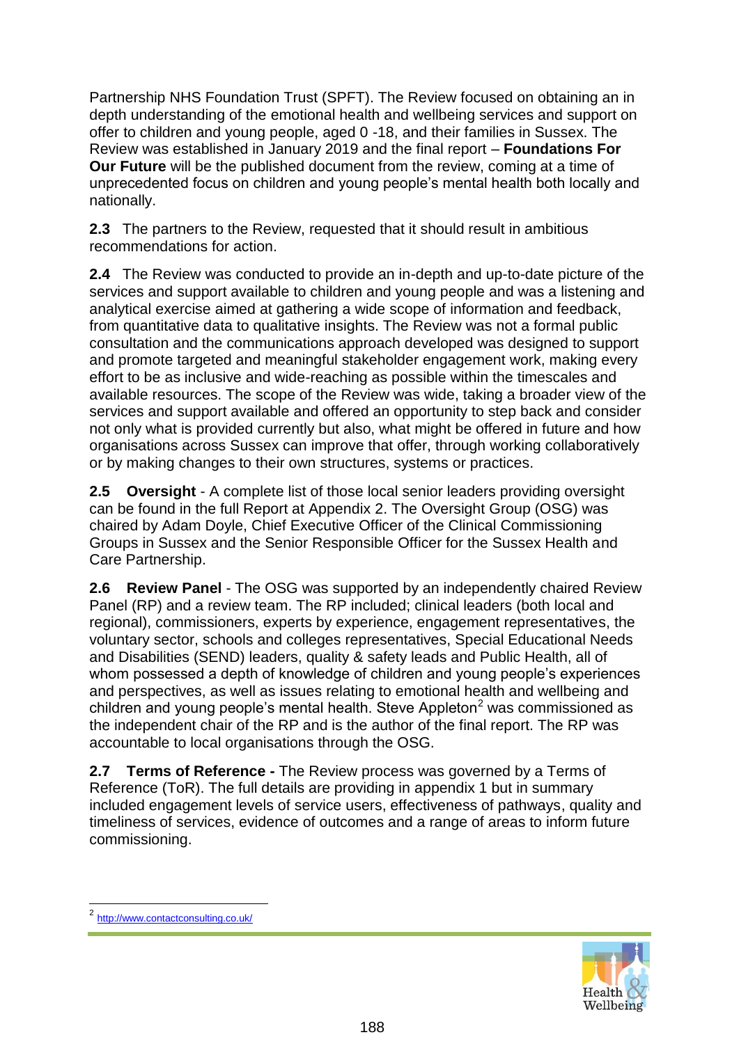Partnership NHS Foundation Trust (SPFT). The Review focused on obtaining an in depth understanding of the emotional health and wellbeing services and support on offer to children and young people, aged 0 -18, and their families in Sussex. The Review was established in January 2019 and the final report – **Foundations For Our Future** will be the published document from the review, coming at a time of unprecedented focus on children and young people's mental health both locally and nationally.

**2.3** The partners to the Review, requested that it should result in ambitious recommendations for action.

**2.4** The Review was conducted to provide an in-depth and up-to-date picture of the services and support available to children and young people and was a listening and analytical exercise aimed at gathering a wide scope of information and feedback, from quantitative data to qualitative insights. The Review was not a formal public consultation and the communications approach developed was designed to support and promote targeted and meaningful stakeholder engagement work, making every effort to be as inclusive and wide-reaching as possible within the timescales and available resources. The scope of the Review was wide, taking a broader view of the services and support available and offered an opportunity to step back and consider not only what is provided currently but also, what might be offered in future and how organisations across Sussex can improve that offer, through working collaboratively or by making changes to their own structures, systems or practices.

**2.5 Oversight** - A complete list of those local senior leaders providing oversight can be found in the full Report at Appendix 2. The Oversight Group (OSG) was chaired by Adam Doyle, Chief Executive Officer of the Clinical Commissioning Groups in Sussex and the Senior Responsible Officer for the Sussex Health and Care Partnership.

**2.6 Review Panel** - The OSG was supported by an independently chaired Review Panel (RP) and a review team. The RP included; clinical leaders (both local and regional), commissioners, experts by experience, engagement representatives, the voluntary sector, schools and colleges representatives, Special Educational Needs and Disabilities (SEND) leaders, quality & safety leads and Public Health, all of whom possessed a depth of knowledge of children and young people's experiences and perspectives, as well as issues relating to emotional health and wellbeing and children and young people's mental health. Steve Appleton[2] was commissioned as the independent chair of the RP and is the author of the final report. The RP was accountable to local organisations through the OSG.

**2.7 Terms of Reference -** The Review process was governed by a Terms of Reference (ToR). The full details are providing in appendix 1 but in summary included engagement levels of service users, effectiveness of pathways, quality and timeliness of services, evidence of outcomes and a range of areas to inform future commissioning.

[2] http://www.contactconsulting.co.uk/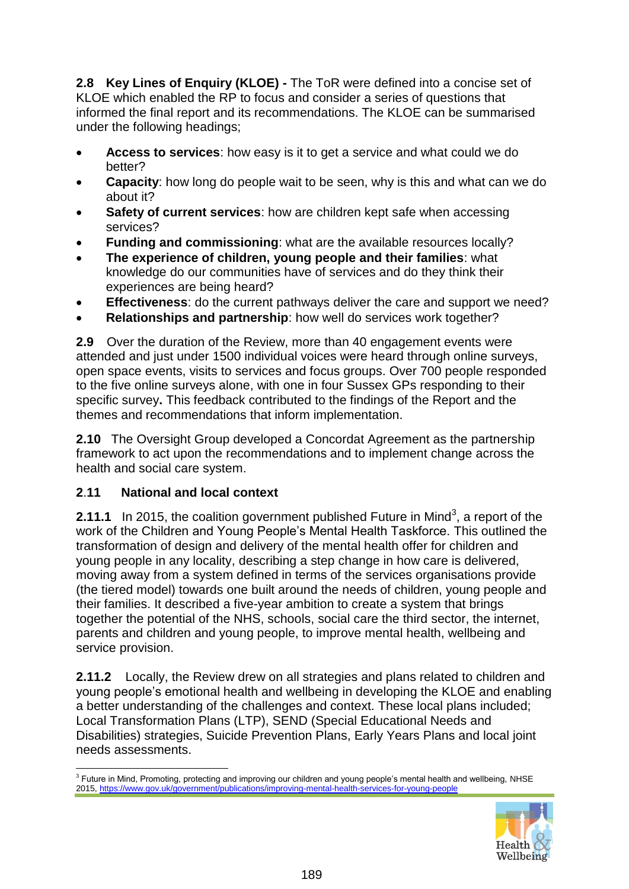**2.8 Key Lines of Enquiry (KLOE) -** The ToR were defined into a concise set of KLOE which enabled the RP to focus and consider a series of questions that informed the final report and its recommendations. The KLOE can be summarised under the following headings;

- **Access to services**: how easy is it to get a service and what could we do better?
- **Capacity**: how long do people wait to be seen, why is this and what can we do about it?
- **Safety of current services**: how are children kept safe when accessing services?
- **Funding and commissioning**: what are the available resources locally?
- **The experience of children, young people and their families**: what knowledge do our communities have of services and do they think their experiences are being heard?
- **Effectiveness**: do the current pathways deliver the care and support we need?
- **Relationships and partnership**: how well do services work together?

**2.9** Over the duration of the Review, more than 40 engagement events were attended and just under 1500 individual voices were heard through online surveys, open space events, visits to services and focus groups. Over 700 people responded to the five online surveys alone, with one in four Sussex GPs responding to their specific survey**.** This feedback contributed to the findings of the Report and the themes and recommendations that inform implementation.

**2.10** The Oversight Group developed a Concordat Agreement as the partnership framework to act upon the recommendations and to implement change across the health and social care system.

**2.11 National and local context**

**2.11.1** In 2015, the coalition government published Future in Mind[3], a report of the work of the Children and Young People's Mental Health Taskforce. This outlined the transformation of design and delivery of the mental health offer for children and young people in any locality, describing a step change in how care is delivered, moving away from a system defined in terms of the services organisations provide (the tiered model) towards one built around the needs of children, young people and their families. It described a five-year ambition to create a system that brings together the potential of the NHS, schools, social care the third sector, the internet, parents and children and young people, to improve mental health, wellbeing and service provision.

**2.11.2** Locally, the Review drew on all strategies and plans related to children and young people's emotional health and wellbeing in developing the KLOE and enabling a better understanding of the challenges and context. These local plans included; Local Transformation Plans (LTP), SEND (Special Educational Needs and Disabilities) strategies, Suicide Prevention Plans, Early Years Plans and local joint needs assessments.

[3] Future in Mind, Promoting, protecting and improving our children and young people's mental health and wellbeing, NHSE 2015, https://www.gov.uk/government/publications/improving-mental-health-services-for-young-people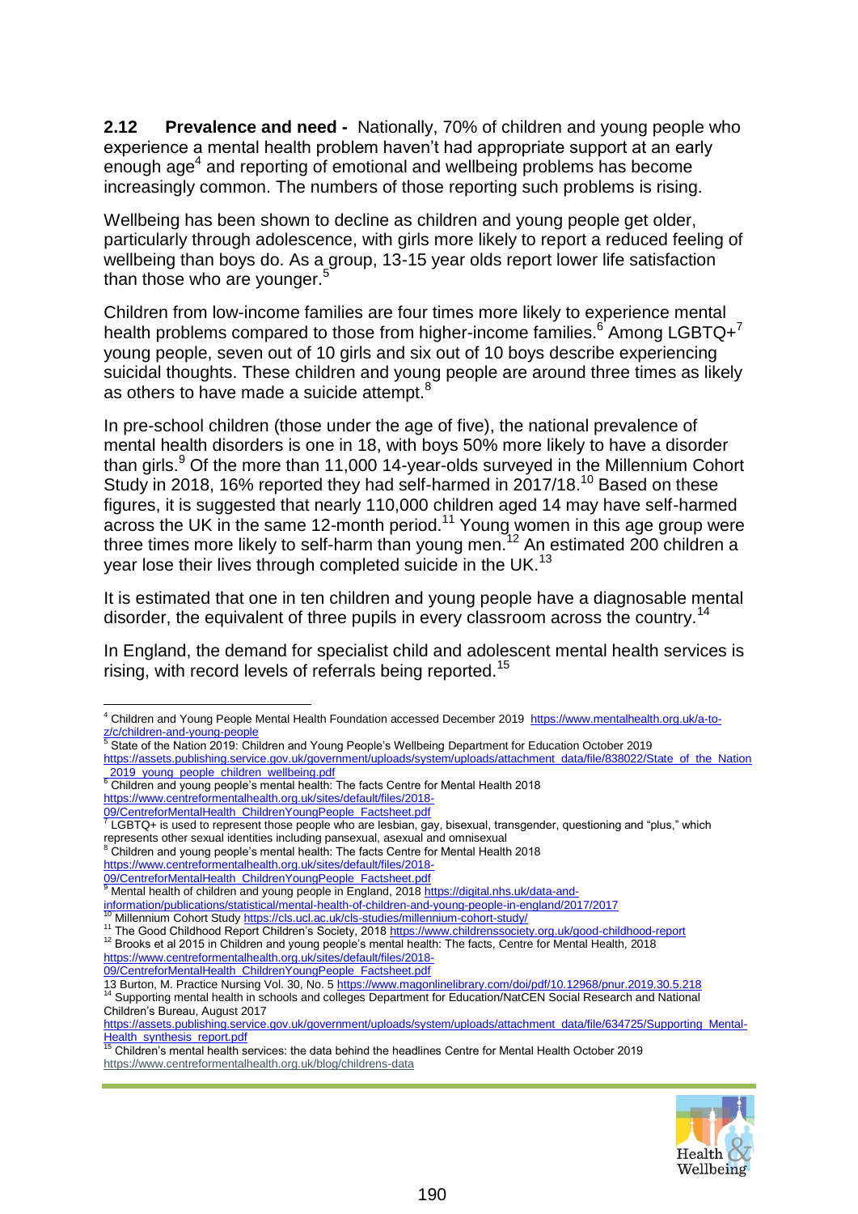**2.12 Prevalence and need -** Nationally, 70% of children and young people who experience a mental health problem haven't had appropriate support at an early enough age[4] and reporting of emotional and wellbeing problems has become increasingly common. The numbers of those reporting such problems is rising.

Wellbeing has been shown to decline as children and young people get older, particularly through adolescence, with girls more likely to report a reduced feeling of wellbeing than boys do. As a group, 13-15 year olds report lower life satisfaction than those who are younger.[5]

Children from low-income families are four times more likely to experience mental health problems compared to those from higher-income families.[6] Among LGBTQ+[7] young people, seven out of 10 girls and six out of 10 boys describe experiencing suicidal thoughts. These children and young people are around three times as likely as others to have made a suicide attempt.[8]

In pre-school children (those under the age of five), the national prevalence of mental health disorders is one in 18, with boys 50% more likely to have a disorder than girls.[9] Of the more than 11,000 14-year-olds surveyed in the Millennium Cohort Study in 2018, 16% reported they had self-harmed in 2017/18.[10] Based on these figures, it is suggested that nearly 110,000 children aged 14 may have self-harmed across the UK in the same 12-month period.[11] Young women in this age group were three times more likely to self-harm than young men.[12] An estimated 200 children a year lose their lives through completed suicide in the UK.[13]

It is estimated that one in ten children and young people have a diagnosable mental disorder, the equivalent of three pupils in every classroom across the country.[14]

In England, the demand for specialist child and adolescent mental health services is rising, with record levels of referrals being reported.[15]

---

[4] Children and Young People Mental Health Foundation accessed December 2019 https://www.mentalhealth.org.uk/a-to-z/c/children-and-young-people

[5] State of the Nation 2019: Children and Young People's Wellbeing Department for Education October 2019 https://assets.publishing.service.gov.uk/government/uploads/system/uploads/attachment_data/file/838022/State_of_the_Nation_2019_young_people_children_wellbeing.pdf

[6] Children and young people's mental health: The facts Centre for Mental Health 2018 https://www.centreformentalhealth.org.uk/sites/default/files/2018-09/CentreforMentalHealth_ChildrenYoungPeople_Factsheet.pdf

[7] LGBTQ+ is used to represent those people who are lesbian, gay, bisexual, transgender, questioning and "plus," which represents other sexual identities including pansexual, asexual and omnisexual

[8] Children and young people's mental health: The facts Centre for Mental Health 2018 https://www.centreformentalhealth.org.uk/sites/default/files/2018-09/CentreforMentalHealth_ChildrenYoungPeople_Factsheet.pdf

[9] Mental health of children and young people in England, 2018 https://digital.nhs.uk/data-and-information/publications/statistical/mental-health-of-children-and-young-people-in-england/2017/2017

[10] Millennium Cohort Study https://cls.ucl.ac.uk/cls-studies/millennium-cohort-study/

[11] The Good Childhood Report Children's Society, 2018 https://www.childrenssociety.org.uk/good-childhood-report

[12] Brooks et al 2015 in Children and young people's mental health: The facts, Centre for Mental Health, 2018 https://www.centreformentalhealth.org.uk/sites/default/files/2018-09/CentreforMentalHealth_ChildrenYoungPeople_Factsheet.pdf

[13] Burton, M. Practice Nursing Vol. 30, No. 5 https://www.magonlinelibrary.com/doi/pdf/10.12968/pnur.2019.30.5.218

[14] Supporting mental health in schools and colleges Department for Education/NatCEN Social Research and National Children's Bureau, August 2017 https://assets.publishing.service.gov.uk/government/uploads/system/uploads/attachment_data/file/634725/Supporting_Mental-Health_synthesis_report.pdf

[15] Children's mental health services: the data behind the headlines Centre for Mental Health October 2019 https://www.centreformentalhealth.org.uk/blog/childrens-data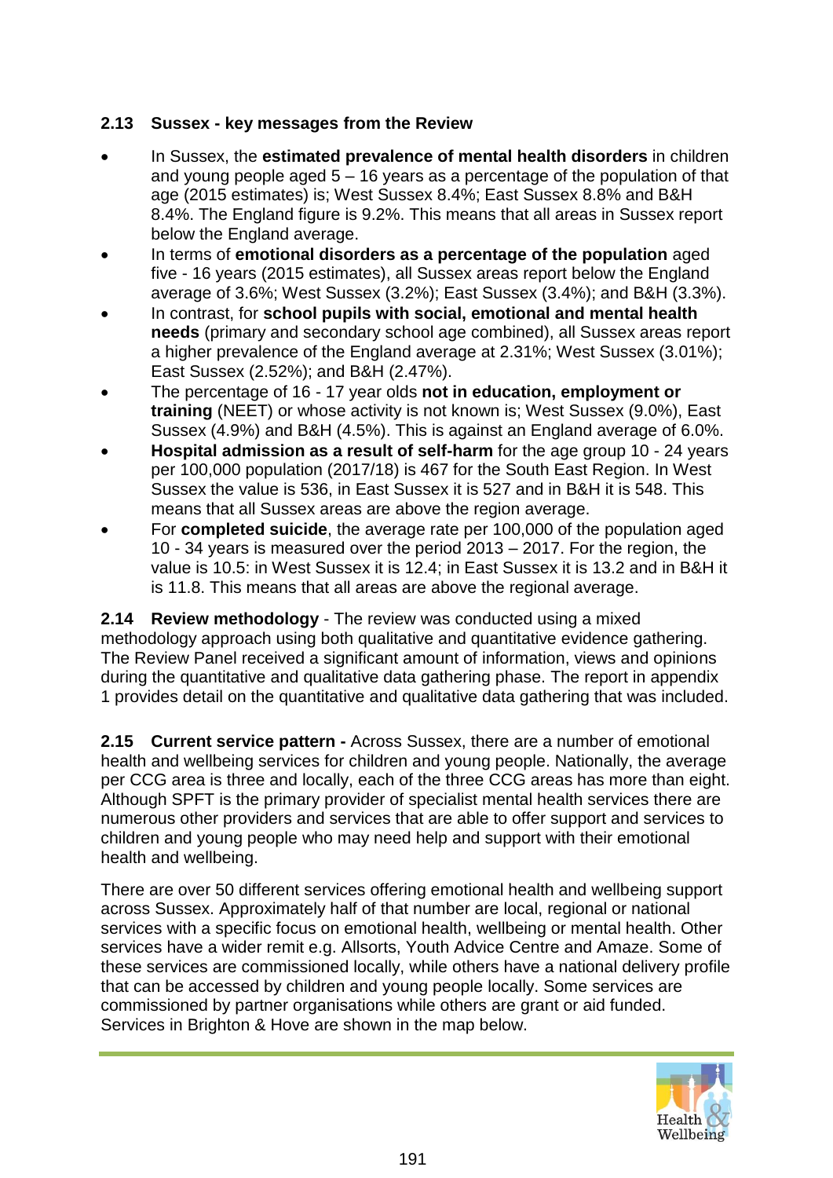### 2.13 Sussex - key messages from the Review

- In Sussex, the **estimated prevalence of mental health disorders** in children and young people aged 5 – 16 years as a percentage of the population of that age (2015 estimates) is; West Sussex 8.4%; East Sussex 8.8% and B&H 8.4%. The England figure is 9.2%. This means that all areas in Sussex report below the England average.
- In terms of **emotional disorders as a percentage of the population** aged five - 16 years (2015 estimates), all Sussex areas report below the England average of 3.6%; West Sussex (3.2%); East Sussex (3.4%); and B&H (3.3%).
- In contrast, for **school pupils with social, emotional and mental health needs** (primary and secondary school age combined), all Sussex areas report a higher prevalence of the England average at 2.31%; West Sussex (3.01%); East Sussex (2.52%); and B&H (2.47%).
- The percentage of 16 - 17 year olds **not in education, employment or training** (NEET) or whose activity is not known is; West Sussex (9.0%), East Sussex (4.9%) and B&H (4.5%). This is against an England average of 6.0%.
- **Hospital admission as a result of self-harm** for the age group 10 - 24 years per 100,000 population (2017/18) is 467 for the South East Region. In West Sussex the value is 536, in East Sussex it is 527 and in B&H it is 548. This means that all Sussex areas are above the region average.
- For **completed suicide**, the average rate per 100,000 of the population aged 10 - 34 years is measured over the period 2013 – 2017. For the region, the value is 10.5: in West Sussex it is 12.4; in East Sussex it is 13.2 and in B&H it is 11.8. This means that all areas are above the regional average.

**2.14 Review methodology** - The review was conducted using a mixed methodology approach using both qualitative and quantitative evidence gathering. The Review Panel received a significant amount of information, views and opinions during the quantitative and qualitative data gathering phase. The report in appendix 1 provides detail on the quantitative and qualitative data gathering that was included.

**2.15 Current service pattern -** Across Sussex, there are a number of emotional health and wellbeing services for children and young people. Nationally, the average per CCG area is three and locally, each of the three CCG areas has more than eight. Although SPFT is the primary provider of specialist mental health services there are numerous other providers and services that are able to offer support and services to children and young people who may need help and support with their emotional health and wellbeing.

There are over 50 different services offering emotional health and wellbeing support across Sussex. Approximately half of that number are local, regional or national services with a specific focus on emotional health, wellbeing or mental health. Other services have a wider remit e.g. Allsorts, Youth Advice Centre and Amaze. Some of these services are commissioned locally, while others have a national delivery profile that can be accessed by children and young people locally. Some services are commissioned by partner organisations while others are grant or aid funded. Services in Brighton & Hove are shown in the map below.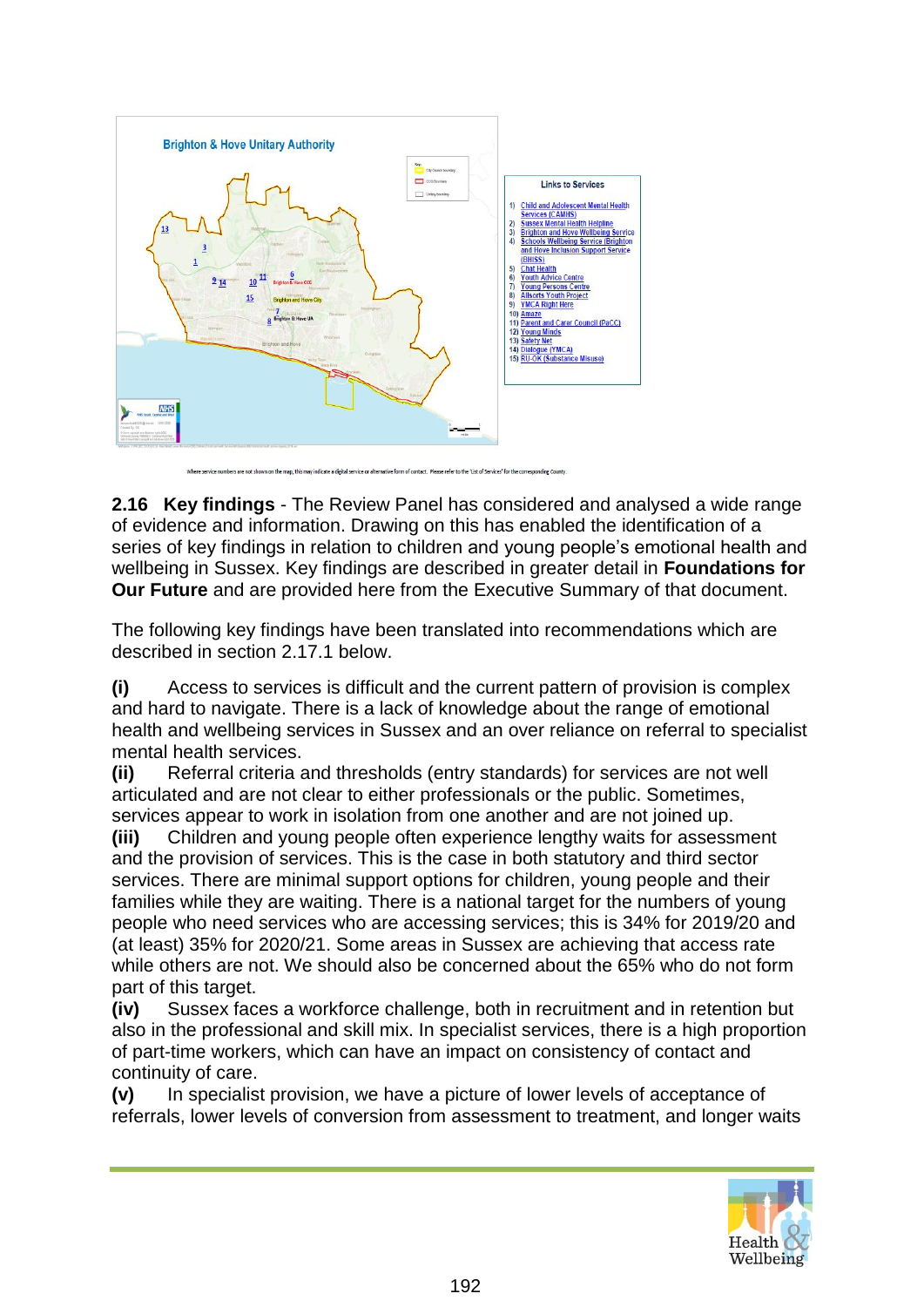Brighton & Hove Unitary Authority

Links to Services

1) Child and Adolescent Mental Health Services (CAMHS)
2) Sussex Mental Health Helpline
3) Brighton and Hove Wellbeing Service
4) Schools Wellbeing Service (Brighton and Hove Inclusion Support Service (BHISS))
5) Chat Health
6) Youth Advice Centre
7) Young Persons Centre
8) Allsorts Youth Project
9) YMCA Right Here
10) Amaze
11) Parent and Carer Council (PaCC)
12) Young Minds
13) Safety Net
14) Dialogue (YMCA)
15) RU-OK (Substance Misuse)

Where service numbers are not shown on the map, this may indicate a digital service or alternative form of contact. Please refer to the 'List of Services' for the corresponding County.

**2.16 Key findings** - The Review Panel has considered and analysed a wide range of evidence and information. Drawing on this has enabled the identification of a series of key findings in relation to children and young people's emotional health and wellbeing in Sussex. Key findings are described in greater detail in **Foundations for Our Future** and are provided here from the Executive Summary of that document.

The following key findings have been translated into recommendations which are described in section 2.17.1 below.

**(i)** Access to services is difficult and the current pattern of provision is complex and hard to navigate. There is a lack of knowledge about the range of emotional health and wellbeing services in Sussex and an over reliance on referral to specialist mental health services.

**(ii)** Referral criteria and thresholds (entry standards) for services are not well articulated and are not clear to either professionals or the public. Sometimes, services appear to work in isolation from one another and are not joined up.

**(iii)** Children and young people often experience lengthy waits for assessment and the provision of services. This is the case in both statutory and third sector services. There are minimal support options for children, young people and their families while they are waiting. There is a national target for the numbers of young people who need services who are accessing services; this is 34% for 2019/20 and (at least) 35% for 2020/21. Some areas in Sussex are achieving that access rate while others are not. We should also be concerned about the 65% who do not form part of this target.

**(iv)** Sussex faces a workforce challenge, both in recruitment and in retention but also in the professional and skill mix. In specialist services, there is a high proportion of part-time workers, which can have an impact on consistency of contact and continuity of care.

**(v)** In specialist provision, we have a picture of lower levels of acceptance of referrals, lower levels of conversion from assessment to treatment, and longer waits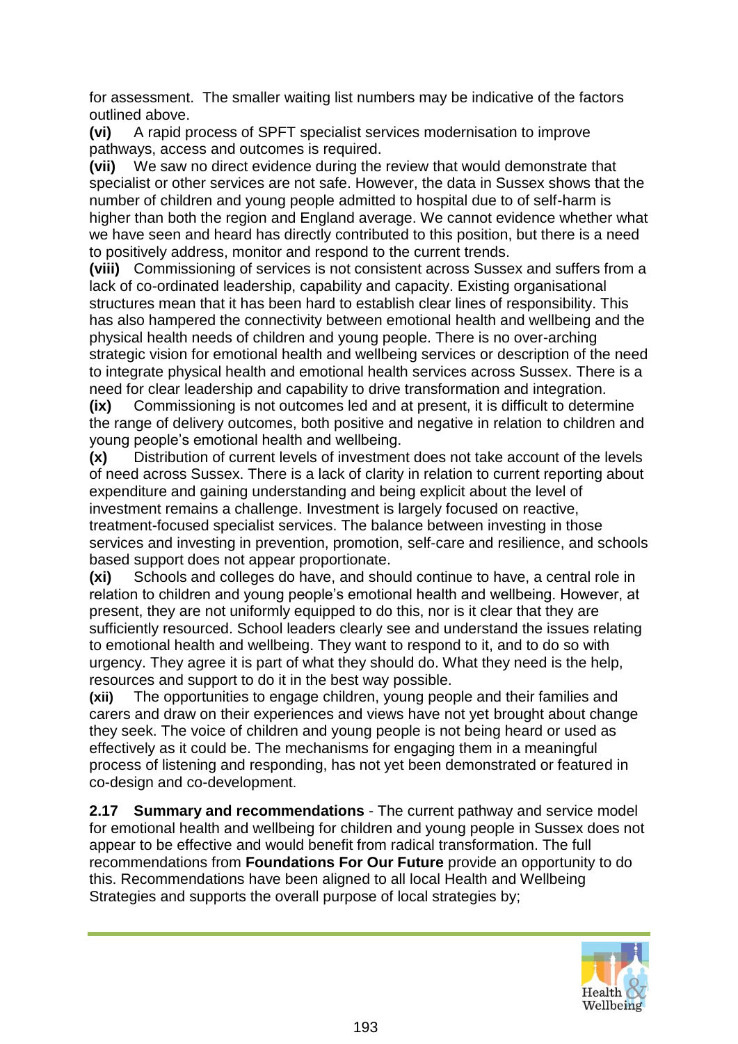for assessment. The smaller waiting list numbers may be indicative of the factors outlined above.

**(vi)** A rapid process of SPFT specialist services modernisation to improve pathways, access and outcomes is required.

**(vii)** We saw no direct evidence during the review that would demonstrate that specialist or other services are not safe. However, the data in Sussex shows that the number of children and young people admitted to hospital due to of self-harm is higher than both the region and England average. We cannot evidence whether what we have seen and heard has directly contributed to this position, but there is a need to positively address, monitor and respond to the current trends.

**(viii)** Commissioning of services is not consistent across Sussex and suffers from a lack of co-ordinated leadership, capability and capacity. Existing organisational structures mean that it has been hard to establish clear lines of responsibility. This has also hampered the connectivity between emotional health and wellbeing and the physical health needs of children and young people. There is no over-arching strategic vision for emotional health and wellbeing services or description of the need to integrate physical health and emotional health services across Sussex. There is a need for clear leadership and capability to drive transformation and integration.

**(ix)** Commissioning is not outcomes led and at present, it is difficult to determine the range of delivery outcomes, both positive and negative in relation to children and young people's emotional health and wellbeing.

**(x)** Distribution of current levels of investment does not take account of the levels of need across Sussex. There is a lack of clarity in relation to current reporting about expenditure and gaining understanding and being explicit about the level of investment remains a challenge. Investment is largely focused on reactive, treatment-focused specialist services. The balance between investing in those services and investing in prevention, promotion, self-care and resilience, and schools based support does not appear proportionate.

**(xi)** Schools and colleges do have, and should continue to have, a central role in relation to children and young people's emotional health and wellbeing. However, at present, they are not uniformly equipped to do this, nor is it clear that they are sufficiently resourced. School leaders clearly see and understand the issues relating to emotional health and wellbeing. They want to respond to it, and to do so with urgency. They agree it is part of what they should do. What they need is the help, resources and support to do it in the best way possible.

**(xii)** The opportunities to engage children, young people and their families and carers and draw on their experiences and views have not yet brought about change they seek. The voice of children and young people is not being heard or used as effectively as it could be. The mechanisms for engaging them in a meaningful process of listening and responding, has not yet been demonstrated or featured in co-design and co-development.

**2.17 Summary and recommendations** - The current pathway and service model for emotional health and wellbeing for children and young people in Sussex does not appear to be effective and would benefit from radical transformation. The full recommendations from **Foundations For Our Future** provide an opportunity to do this. Recommendations have been aligned to all local Health and Wellbeing Strategies and supports the overall purpose of local strategies by;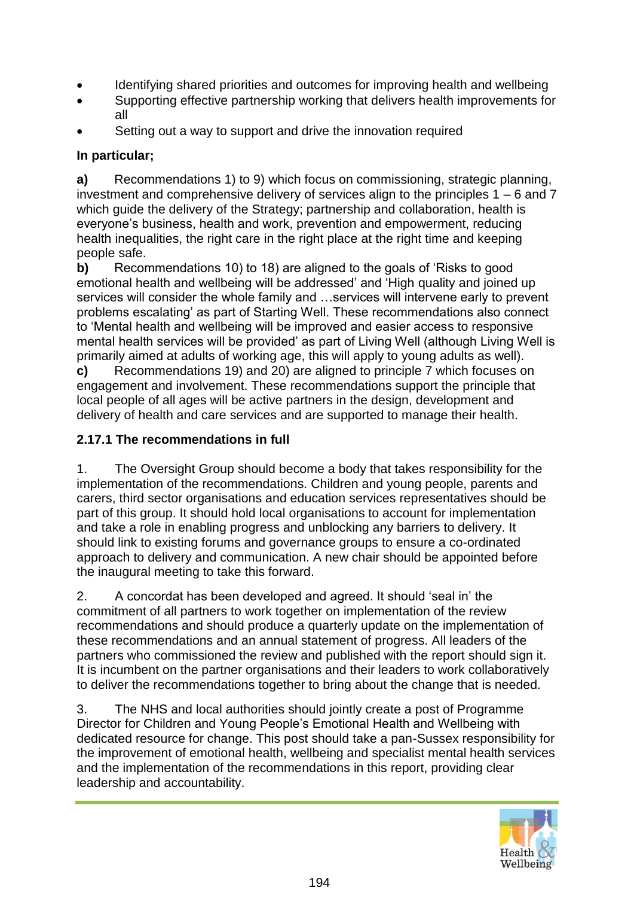- Identifying shared priorities and outcomes for improving health and wellbeing
- Supporting effective partnership working that delivers health improvements for all
- Setting out a way to support and drive the innovation required

**In particular;**

**a)** Recommendations 1) to 9) which focus on commissioning, strategic planning, investment and comprehensive delivery of services align to the principles 1 – 6 and 7 which guide the delivery of the Strategy; partnership and collaboration, health is everyone's business, health and work, prevention and empowerment, reducing health inequalities, the right care in the right place at the right time and keeping people safe.

**b)** Recommendations 10) to 18) are aligned to the goals of 'Risks to good emotional health and wellbeing will be addressed' and 'High quality and joined up services will consider the whole family and …services will intervene early to prevent problems escalating' as part of Starting Well. These recommendations also connect to 'Mental health and wellbeing will be improved and easier access to responsive mental health services will be provided' as part of Living Well (although Living Well is primarily aimed at adults of working age, this will apply to young adults as well).

**c)** Recommendations 19) and 20) are aligned to principle 7 which focuses on engagement and involvement. These recommendations support the principle that local people of all ages will be active partners in the design, development and delivery of health and care services and are supported to manage their health.

### 2.17.1 The recommendations in full

1. The Oversight Group should become a body that takes responsibility for the implementation of the recommendations. Children and young people, parents and carers, third sector organisations and education services representatives should be part of this group. It should hold local organisations to account for implementation and take a role in enabling progress and unblocking any barriers to delivery. It should link to existing forums and governance groups to ensure a co-ordinated approach to delivery and communication. A new chair should be appointed before the inaugural meeting to take this forward.

2. A concordat has been developed and agreed. It should 'seal in' the commitment of all partners to work together on implementation of the review recommendations and should produce a quarterly update on the implementation of these recommendations and an annual statement of progress. All leaders of the partners who commissioned the review and published with the report should sign it. It is incumbent on the partner organisations and their leaders to work collaboratively to deliver the recommendations together to bring about the change that is needed.

3. The NHS and local authorities should jointly create a post of Programme Director for Children and Young People's Emotional Health and Wellbeing with dedicated resource for change. This post should take a pan-Sussex responsibility for the improvement of emotional health, wellbeing and specialist mental health services and the implementation of the recommendations in this report, providing clear leadership and accountability.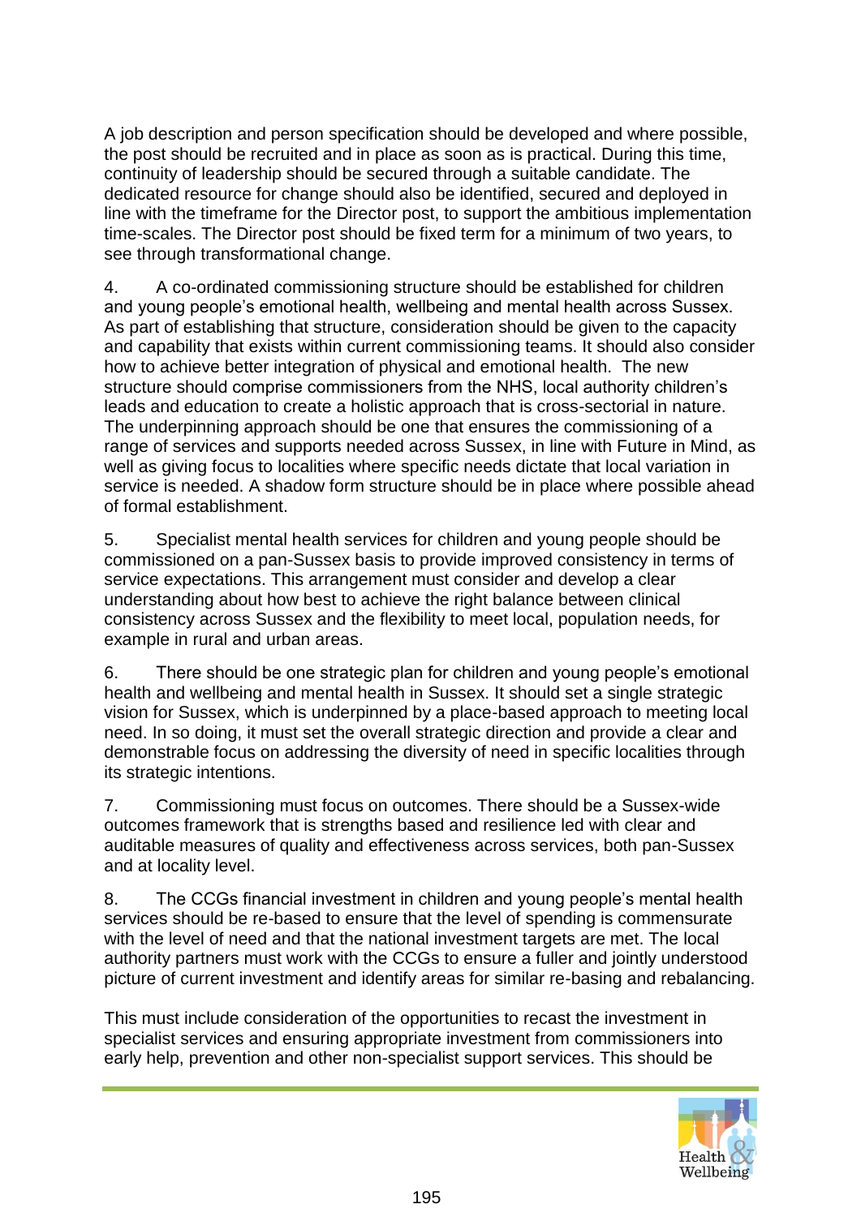A job description and person specification should be developed and where possible, the post should be recruited and in place as soon as is practical. During this time, continuity of leadership should be secured through a suitable candidate. The dedicated resource for change should also be identified, secured and deployed in line with the timeframe for the Director post, to support the ambitious implementation time-scales. The Director post should be fixed term for a minimum of two years, to see through transformational change.

4. A co-ordinated commissioning structure should be established for children and young people's emotional health, wellbeing and mental health across Sussex. As part of establishing that structure, consideration should be given to the capacity and capability that exists within current commissioning teams. It should also consider how to achieve better integration of physical and emotional health. The new structure should comprise commissioners from the NHS, local authority children's leads and education to create a holistic approach that is cross-sectorial in nature. The underpinning approach should be one that ensures the commissioning of a range of services and supports needed across Sussex, in line with Future in Mind, as well as giving focus to localities where specific needs dictate that local variation in service is needed. A shadow form structure should be in place where possible ahead of formal establishment.

5. Specialist mental health services for children and young people should be commissioned on a pan-Sussex basis to provide improved consistency in terms of service expectations. This arrangement must consider and develop a clear understanding about how best to achieve the right balance between clinical consistency across Sussex and the flexibility to meet local, population needs, for example in rural and urban areas.

6. There should be one strategic plan for children and young people's emotional health and wellbeing and mental health in Sussex. It should set a single strategic vision for Sussex, which is underpinned by a place-based approach to meeting local need. In so doing, it must set the overall strategic direction and provide a clear and demonstrable focus on addressing the diversity of need in specific localities through its strategic intentions.

7. Commissioning must focus on outcomes. There should be a Sussex-wide outcomes framework that is strengths based and resilience led with clear and auditable measures of quality and effectiveness across services, both pan-Sussex and at locality level.

8. The CCGs financial investment in children and young people's mental health services should be re-based to ensure that the level of spending is commensurate with the level of need and that the national investment targets are met. The local authority partners must work with the CCGs to ensure a fuller and jointly understood picture of current investment and identify areas for similar re-basing and rebalancing.

This must include consideration of the opportunities to recast the investment in specialist services and ensuring appropriate investment from commissioners into early help, prevention and other non-specialist support services. This should be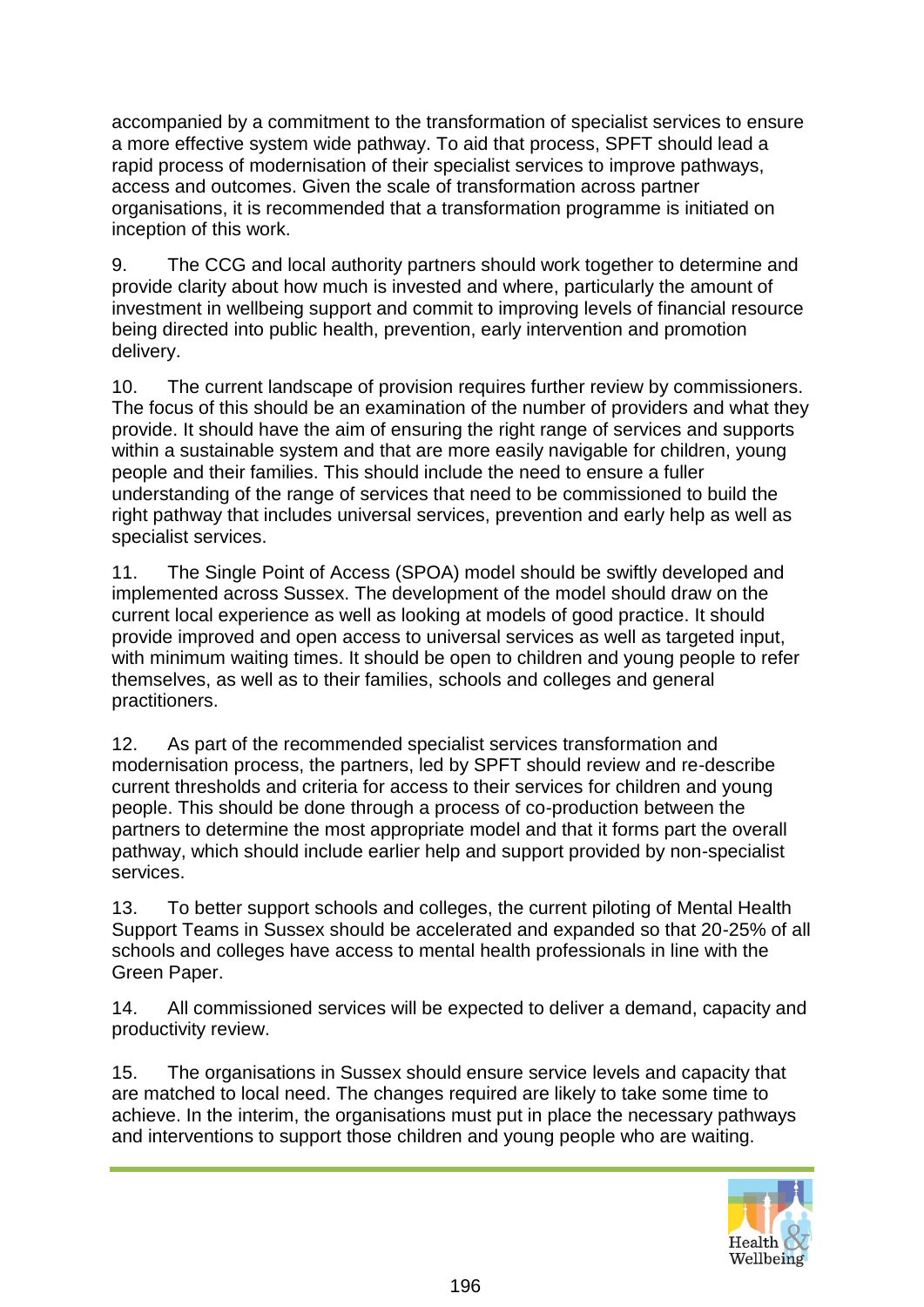accompanied by a commitment to the transformation of specialist services to ensure a more effective system wide pathway. To aid that process, SPFT should lead a rapid process of modernisation of their specialist services to improve pathways, access and outcomes. Given the scale of transformation across partner organisations, it is recommended that a transformation programme is initiated on inception of this work.

9. The CCG and local authority partners should work together to determine and provide clarity about how much is invested and where, particularly the amount of investment in wellbeing support and commit to improving levels of financial resource being directed into public health, prevention, early intervention and promotion delivery.

10. The current landscape of provision requires further review by commissioners. The focus of this should be an examination of the number of providers and what they provide. It should have the aim of ensuring the right range of services and supports within a sustainable system and that are more easily navigable for children, young people and their families. This should include the need to ensure a fuller understanding of the range of services that need to be commissioned to build the right pathway that includes universal services, prevention and early help as well as specialist services.

11. The Single Point of Access (SPOA) model should be swiftly developed and implemented across Sussex. The development of the model should draw on the current local experience as well as looking at models of good practice. It should provide improved and open access to universal services as well as targeted input, with minimum waiting times. It should be open to children and young people to refer themselves, as well as to their families, schools and colleges and general practitioners.

12. As part of the recommended specialist services transformation and modernisation process, the partners, led by SPFT should review and re-describe current thresholds and criteria for access to their services for children and young people. This should be done through a process of co-production between the partners to determine the most appropriate model and that it forms part the overall pathway, which should include earlier help and support provided by non-specialist services.

13. To better support schools and colleges, the current piloting of Mental Health Support Teams in Sussex should be accelerated and expanded so that 20-25% of all schools and colleges have access to mental health professionals in line with the Green Paper.

14. All commissioned services will be expected to deliver a demand, capacity and productivity review.

15. The organisations in Sussex should ensure service levels and capacity that are matched to local need. The changes required are likely to take some time to achieve. In the interim, the organisations must put in place the necessary pathways and interventions to support those children and young people who are waiting.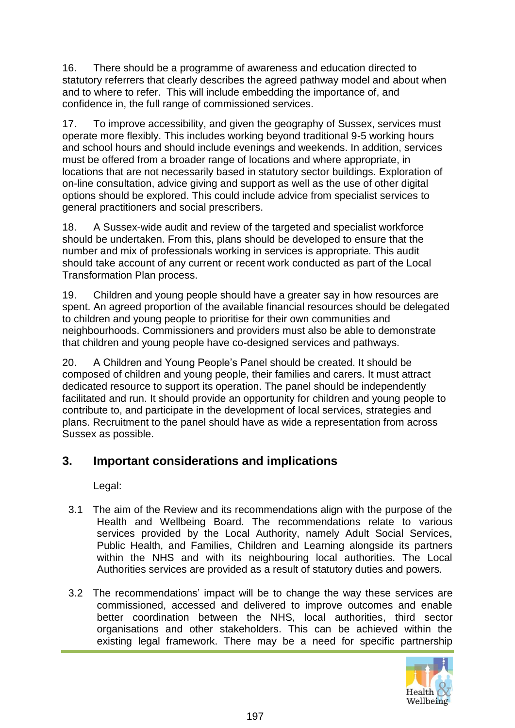16. There should be a programme of awareness and education directed to statutory referrers that clearly describes the agreed pathway model and about when and to where to refer. This will include embedding the importance of, and confidence in, the full range of commissioned services.

17. To improve accessibility, and given the geography of Sussex, services must operate more flexibly. This includes working beyond traditional 9-5 working hours and school hours and should include evenings and weekends. In addition, services must be offered from a broader range of locations and where appropriate, in locations that are not necessarily based in statutory sector buildings. Exploration of on-line consultation, advice giving and support as well as the use of other digital options should be explored. This could include advice from specialist services to general practitioners and social prescribers.

18. A Sussex-wide audit and review of the targeted and specialist workforce should be undertaken. From this, plans should be developed to ensure that the number and mix of professionals working in services is appropriate. This audit should take account of any current or recent work conducted as part of the Local Transformation Plan process.

19. Children and young people should have a greater say in how resources are spent. An agreed proportion of the available financial resources should be delegated to children and young people to prioritise for their own communities and neighbourhoods. Commissioners and providers must also be able to demonstrate that children and young people have co-designed services and pathways.

20. A Children and Young People's Panel should be created. It should be composed of children and young people, their families and carers. It must attract dedicated resource to support its operation. The panel should be independently facilitated and run. It should provide an opportunity for children and young people to contribute to, and participate in the development of local services, strategies and plans. Recruitment to the panel should have as wide a representation from across Sussex as possible.

## 3. Important considerations and implications

Legal:

3.1 The aim of the Review and its recommendations align with the purpose of the Health and Wellbeing Board. The recommendations relate to various services provided by the Local Authority, namely Adult Social Services, Public Health, and Families, Children and Learning alongside its partners within the NHS and with its neighbouring local authorities. The Local Authorities services are provided as a result of statutory duties and powers.

3.2 The recommendations' impact will be to change the way these services are commissioned, accessed and delivered to improve outcomes and enable better coordination between the NHS, local authorities, third sector organisations and other stakeholders. This can be achieved within the existing legal framework. There may be a need for specific partnership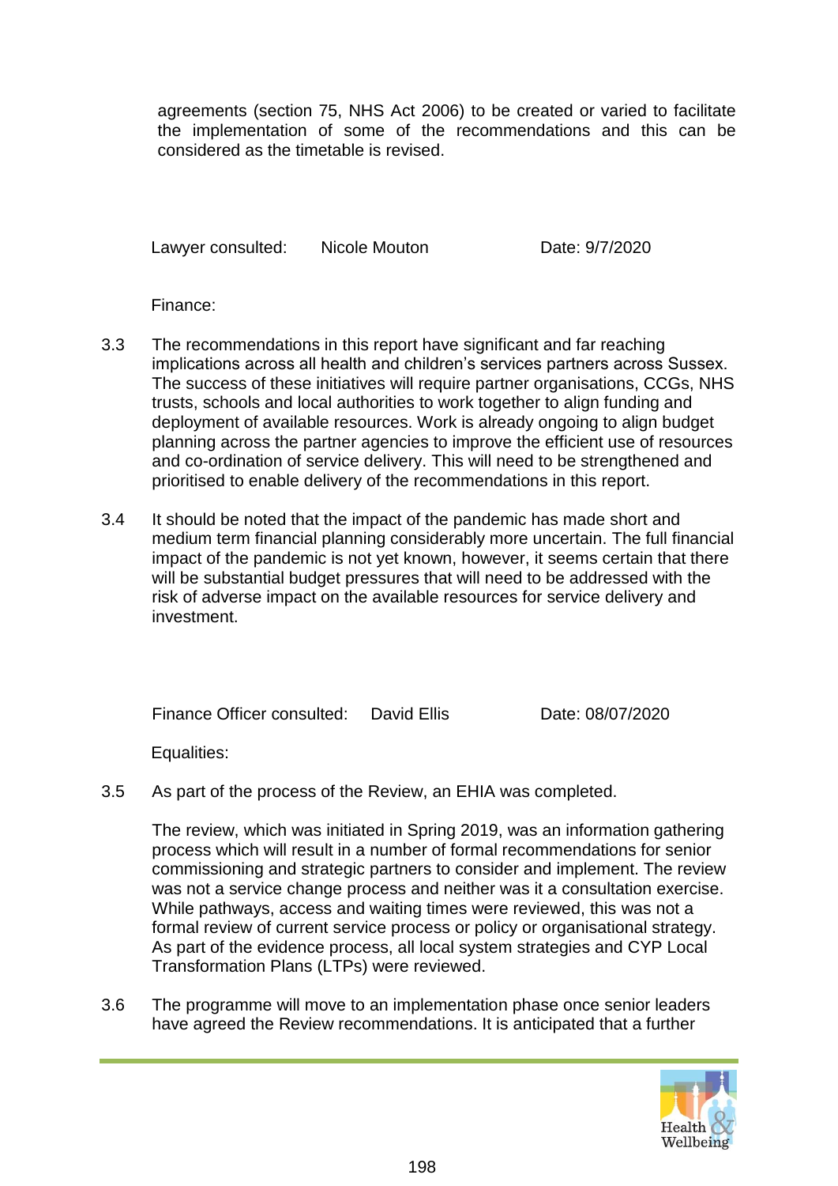agreements (section 75, NHS Act 2006) to be created or varied to facilitate the implementation of some of the recommendations and this can be considered as the timetable is revised.

Lawyer consulted: Nicole Mouton Date: 9/7/2020

Finance:

3.3 The recommendations in this report have significant and far reaching implications across all health and children's services partners across Sussex. The success of these initiatives will require partner organisations, CCGs, NHS trusts, schools and local authorities to work together to align funding and deployment of available resources. Work is already ongoing to align budget planning across the partner agencies to improve the efficient use of resources and co-ordination of service delivery. This will need to be strengthened and prioritised to enable delivery of the recommendations in this report.

3.4 It should be noted that the impact of the pandemic has made short and medium term financial planning considerably more uncertain. The full financial impact of the pandemic is not yet known, however, it seems certain that there will be substantial budget pressures that will need to be addressed with the risk of adverse impact on the available resources for service delivery and investment.

Finance Officer consulted: David Ellis Date: 08/07/2020

Equalities:

3.5 As part of the process of the Review, an EHIA was completed.

The review, which was initiated in Spring 2019, was an information gathering process which will result in a number of formal recommendations for senior commissioning and strategic partners to consider and implement. The review was not a service change process and neither was it a consultation exercise. While pathways, access and waiting times were reviewed, this was not a formal review of current service process or policy or organisational strategy. As part of the evidence process, all local system strategies and CYP Local Transformation Plans (LTPs) were reviewed.

3.6 The programme will move to an implementation phase once senior leaders have agreed the Review recommendations. It is anticipated that a further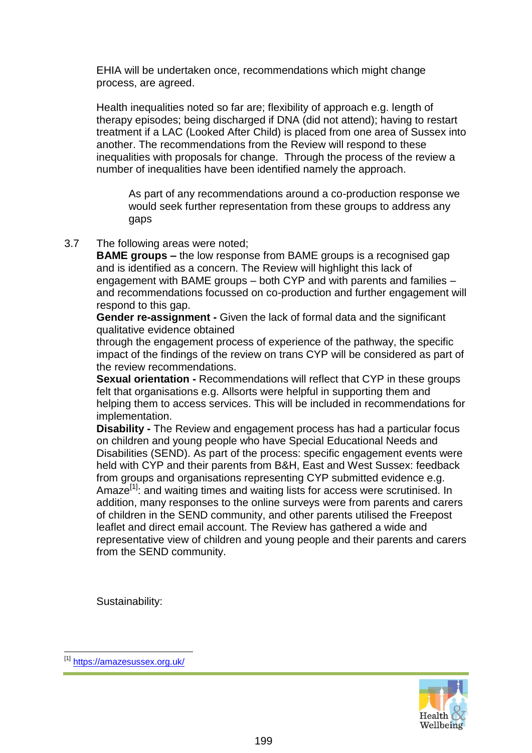EHIA will be undertaken once, recommendations which might change process, are agreed.

Health inequalities noted so far are; flexibility of approach e.g. length of therapy episodes; being discharged if DNA (did not attend); having to restart treatment if a LAC (Looked After Child) is placed from one area of Sussex into another. The recommendations from the Review will respond to these inequalities with proposals for change. Through the process of the review a number of inequalities have been identified namely the approach.

> As part of any recommendations around a co-production response we would seek further representation from these groups to address any gaps

3.7 The following areas were noted;

**BAME groups –** the low response from BAME groups is a recognised gap and is identified as a concern. The Review will highlight this lack of engagement with BAME groups – both CYP and with parents and families – and recommendations focussed on co-production and further engagement will respond to this gap.

**Gender re-assignment -** Given the lack of formal data and the significant qualitative evidence obtained through the engagement process of experience of the pathway, the specific impact of the findings of the review on trans CYP will be considered as part of the review recommendations.

**Sexual orientation -** Recommendations will reflect that CYP in these groups felt that organisations e.g. Allsorts were helpful in supporting them and helping them to access services. This will be included in recommendations for implementation.

**Disability -** The Review and engagement process has had a particular focus on children and young people who have Special Educational Needs and Disabilities (SEND). As part of the process: specific engagement events were held with CYP and their parents from B&H, East and West Sussex: feedback from groups and organisations representing CYP submitted evidence e.g. Amaze[1]: and waiting times and waiting lists for access were scrutinised. In addition, many responses to the online surveys were from parents and carers of children in the SEND community, and other parents utilised the Freepost leaflet and direct email account. The Review has gathered a wide and representative view of children and young people and their parents and carers from the SEND community.

Sustainability:

[1] https://amazesussex.org.uk/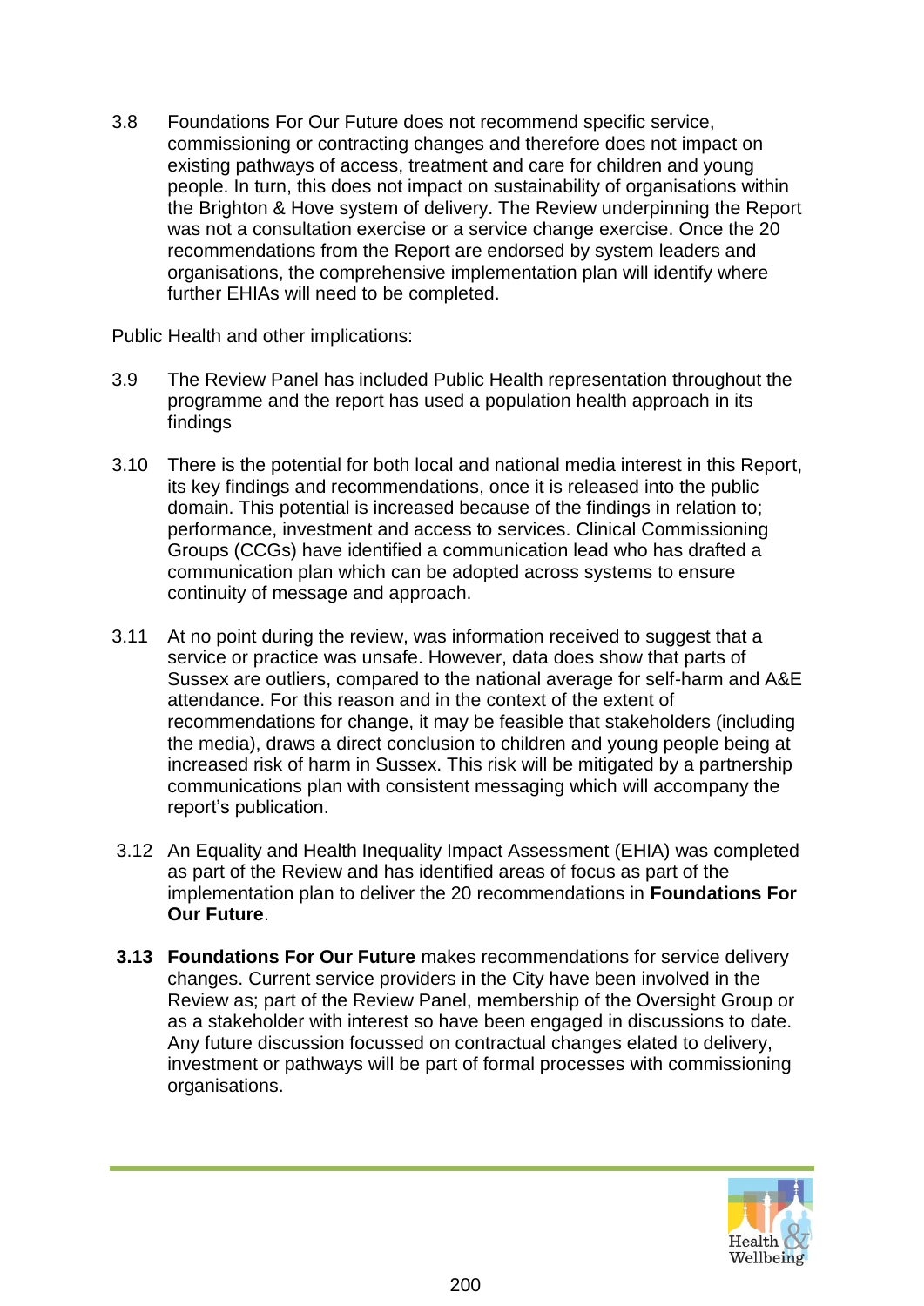3.8 Foundations For Our Future does not recommend specific service, commissioning or contracting changes and therefore does not impact on existing pathways of access, treatment and care for children and young people. In turn, this does not impact on sustainability of organisations within the Brighton & Hove system of delivery. The Review underpinning the Report was not a consultation exercise or a service change exercise. Once the 20 recommendations from the Report are endorsed by system leaders and organisations, the comprehensive implementation plan will identify where further EHIAs will need to be completed.

Public Health and other implications:

3.9 The Review Panel has included Public Health representation throughout the programme and the report has used a population health approach in its findings

3.10 There is the potential for both local and national media interest in this Report, its key findings and recommendations, once it is released into the public domain. This potential is increased because of the findings in relation to; performance, investment and access to services. Clinical Commissioning Groups (CCGs) have identified a communication lead who has drafted a communication plan which can be adopted across systems to ensure continuity of message and approach.

3.11 At no point during the review, was information received to suggest that a service or practice was unsafe. However, data does show that parts of Sussex are outliers, compared to the national average for self-harm and A&E attendance. For this reason and in the context of the extent of recommendations for change, it may be feasible that stakeholders (including the media), draws a direct conclusion to children and young people being at increased risk of harm in Sussex. This risk will be mitigated by a partnership communications plan with consistent messaging which will accompany the report's publication.

3.12 An Equality and Health Inequality Impact Assessment (EHIA) was completed as part of the Review and has identified areas of focus as part of the implementation plan to deliver the 20 recommendations in **Foundations For Our Future**.

**3.13** **Foundations For Our Future** makes recommendations for service delivery changes. Current service providers in the City have been involved in the Review as; part of the Review Panel, membership of the Oversight Group or as a stakeholder with interest so have been engaged in discussions to date. Any future discussion focussed on contractual changes elated to delivery, investment or pathways will be part of formal processes with commissioning organisations.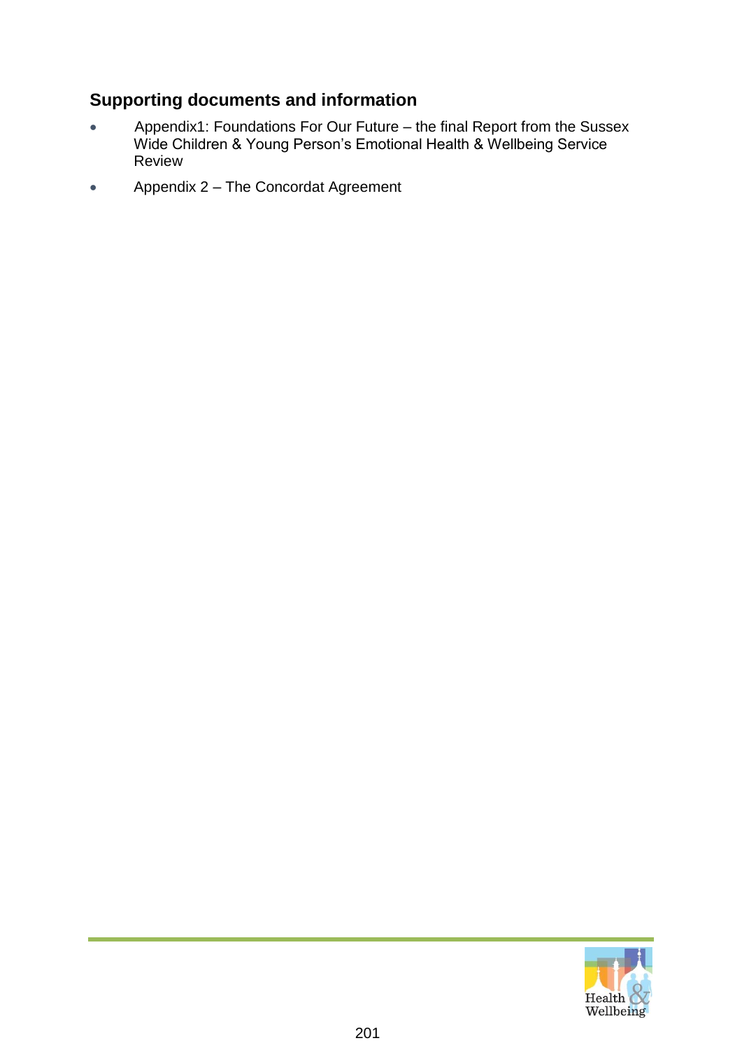## Supporting documents and information

- Appendix1: Foundations For Our Future – the final Report from the Sussex Wide Children & Young Person's Emotional Health & Wellbeing Service Review
- Appendix 2 – The Concordat Agreement